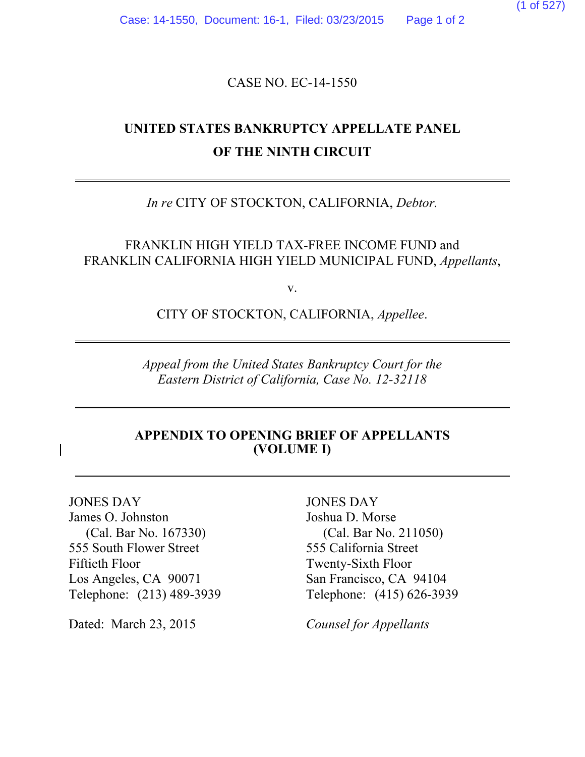CASE NO. EC-14-1550

# UNITED STATES BANKRUPTCY APPELLATE PANEL OF THE NINTH CIRCUIT

*In re* CITY OF STOCKTON, CALIFORNIA, *Debtor.*

FRANKLIN HIGH YIELD TAX-FREE INCOME FUND and FRANKLIN CALIFORNIA HIGH YIELD MUNICIPAL FUND, *Appellants*,

v.

CITY OF STOCKTON, CALIFORNIA, *Appellee*.

*Appeal from the United States Bankruptcy Court for the Eastern District of California, Case No. 12-32118*

## APPENDIX TO OPENING BRIEF OF APPELLANTS (VOLUME I)

JONES DAY
James O. Johnston
(Cal. Bar No. 167330)
555 South Flower Street
Fiftieth Floor
Los Angeles, CA 90071
Telephone: (213) 489-3939

JONES DAY
Joshua D. Morse
(Cal. Bar No. 211050)
555 California Street
Twenty-Sixth Floor
San Francisco, CA 94104
Telephone: (415) 626-3939

Dated: March 23, 2015

*Counsel for Appellants*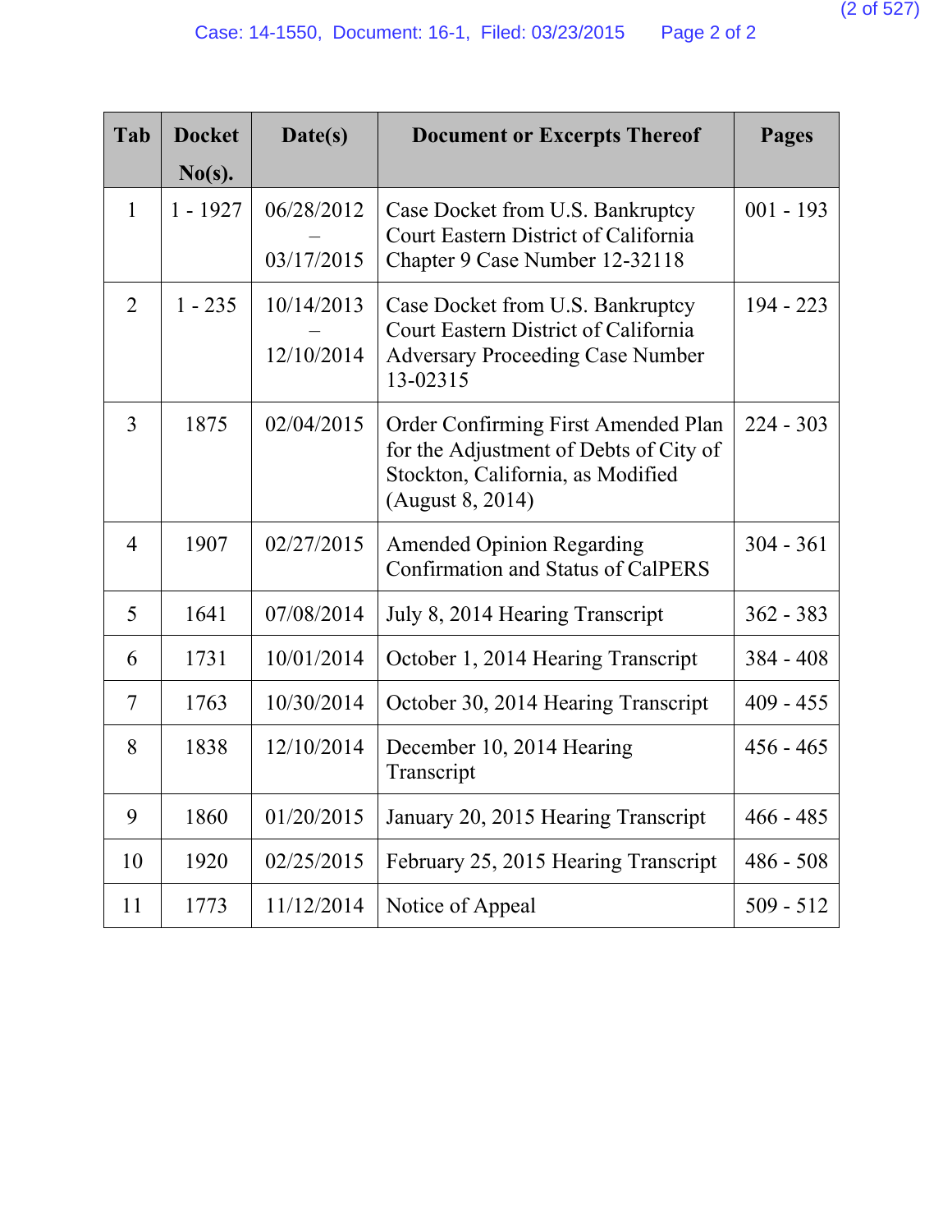| Tab | Docket No(s). | Date(s) | Document or Excerpts Thereof | Pages |
|---|---|---|---|---|
| 1 | 1 - 1927 | 06/28/2012 – 03/17/2015 | Case Docket from U.S. Bankruptcy Court Eastern District of California Chapter 9 Case Number 12-32118 | 001 - 193 |
| 2 | 1 - 235 | 10/14/2013 – 12/10/2014 | Case Docket from U.S. Bankruptcy Court Eastern District of California Adversary Proceeding Case Number 13-02315 | 194 - 223 |
| 3 | 1875 | 02/04/2015 | Order Confirming First Amended Plan for the Adjustment of Debts of City of Stockton, California, as Modified (August 8, 2014) | 224 - 303 |
| 4 | 1907 | 02/27/2015 | Amended Opinion Regarding Confirmation and Status of CalPERS | 304 - 361 |
| 5 | 1641 | 07/08/2014 | July 8, 2014 Hearing Transcript | 362 - 383 |
| 6 | 1731 | 10/01/2014 | October 1, 2014 Hearing Transcript | 384 - 408 |
| 7 | 1763 | 10/30/2014 | October 30, 2014 Hearing Transcript | 409 - 455 |
| 8 | 1838 | 12/10/2014 | December 10, 2014 Hearing Transcript | 456 - 465 |
| 9 | 1860 | 01/20/2015 | January 20, 2015 Hearing Transcript | 466 - 485 |
| 10 | 1920 | 02/25/2015 | February 25, 2015 Hearing Transcript | 486 - 508 |
| 11 | 1773 | 11/12/2014 | Notice of Appeal | 509 - 512 |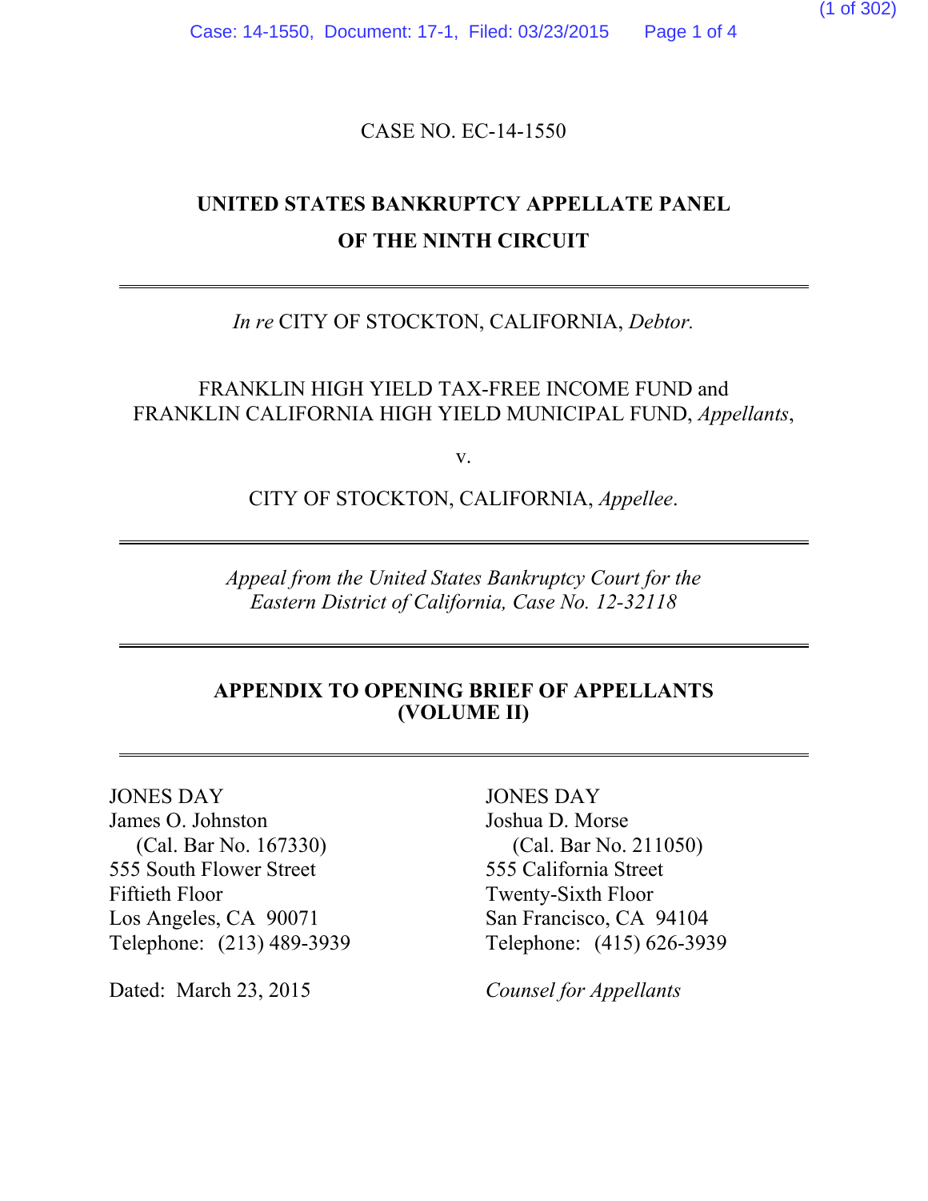CASE NO. EC-14-1550

# UNITED STATES BANKRUPTCY APPELLATE PANEL OF THE NINTH CIRCUIT

---

*In re* CITY OF STOCKTON, CALIFORNIA, *Debtor.*

FRANKLIN HIGH YIELD TAX-FREE INCOME FUND and FRANKLIN CALIFORNIA HIGH YIELD MUNICIPAL FUND, *Appellants*,

v.

CITY OF STOCKTON, CALIFORNIA, *Appellee*.

---

*Appeal from the United States Bankruptcy Court for the Eastern District of California, Case No. 12-32118*

---

## APPENDIX TO OPENING BRIEF OF APPELLANTS (VOLUME II)

---

JONES DAY
James O. Johnston
(Cal. Bar No. 167330)
555 South Flower Street
Fiftieth Floor
Los Angeles, CA 90071
Telephone: (213) 489-3939

JONES DAY
Joshua D. Morse
(Cal. Bar No. 211050)
555 California Street
Twenty-Sixth Floor
San Francisco, CA 94104
Telephone: (415) 626-3939

Dated: March 23, 2015

*Counsel for Appellants*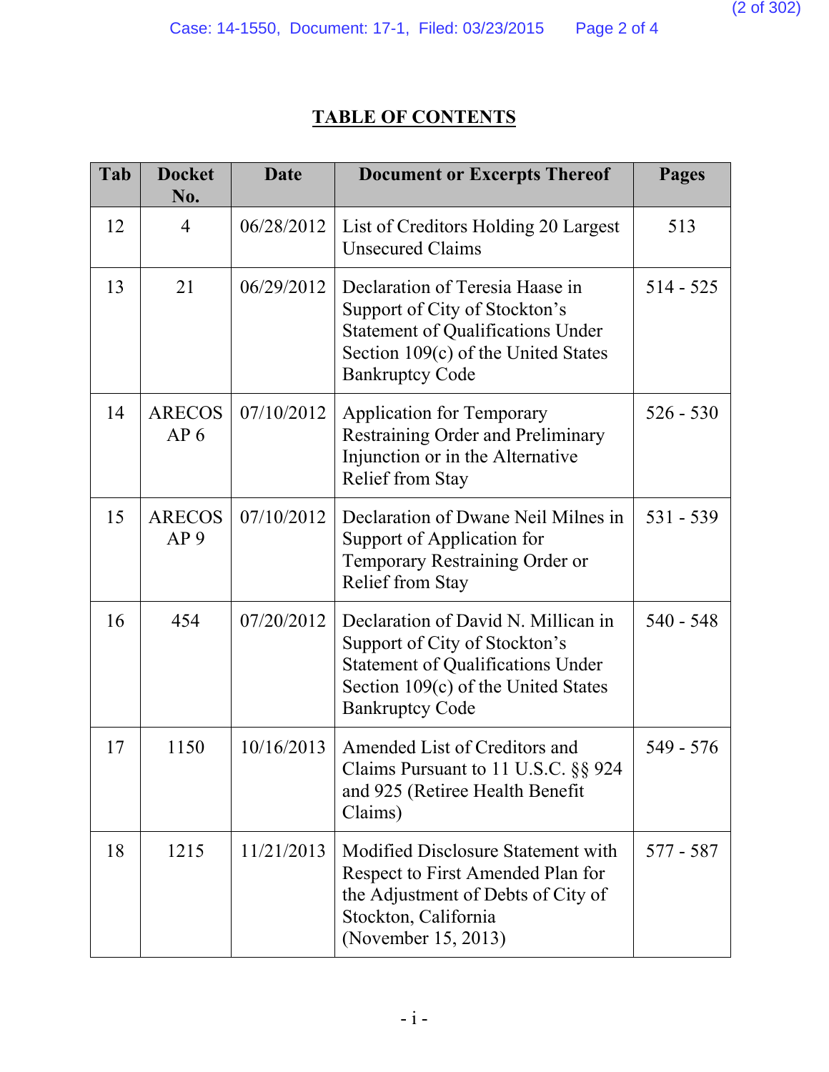## TABLE OF CONTENTS

| Tab | Docket No. | Date | Document or Excerpts Thereof | Pages |
|---|---|---|---|---|
| 12 | 4 | 06/28/2012 | List of Creditors Holding 20 Largest Unsecured Claims | 513 |
| 13 | 21 | 06/29/2012 | Declaration of Teresia Haase in Support of City of Stockton's Statement of Qualifications Under Section 109(c) of the United States Bankruptcy Code | 514 - 525 |
| 14 | ARECOS AP 6 | 07/10/2012 | Application for Temporary Restraining Order and Preliminary Injunction or in the Alternative Relief from Stay | 526 - 530 |
| 15 | ARECOS AP 9 | 07/10/2012 | Declaration of Dwane Neil Milnes in Support of Application for Temporary Restraining Order or Relief from Stay | 531 - 539 |
| 16 | 454 | 07/20/2012 | Declaration of David N. Millican in Support of City of Stockton's Statement of Qualifications Under Section 109(c) of the United States Bankruptcy Code | 540 - 548 |
| 17 | 1150 | 10/16/2013 | Amended List of Creditors and Claims Pursuant to 11 U.S.C. §§ 924 and 925 (Retiree Health Benefit Claims) | 549 - 576 |
| 18 | 1215 | 11/21/2013 | Modified Disclosure Statement with Respect to First Amended Plan for the Adjustment of Debts of City of Stockton, California (November 15, 2013) | 577 - 587 |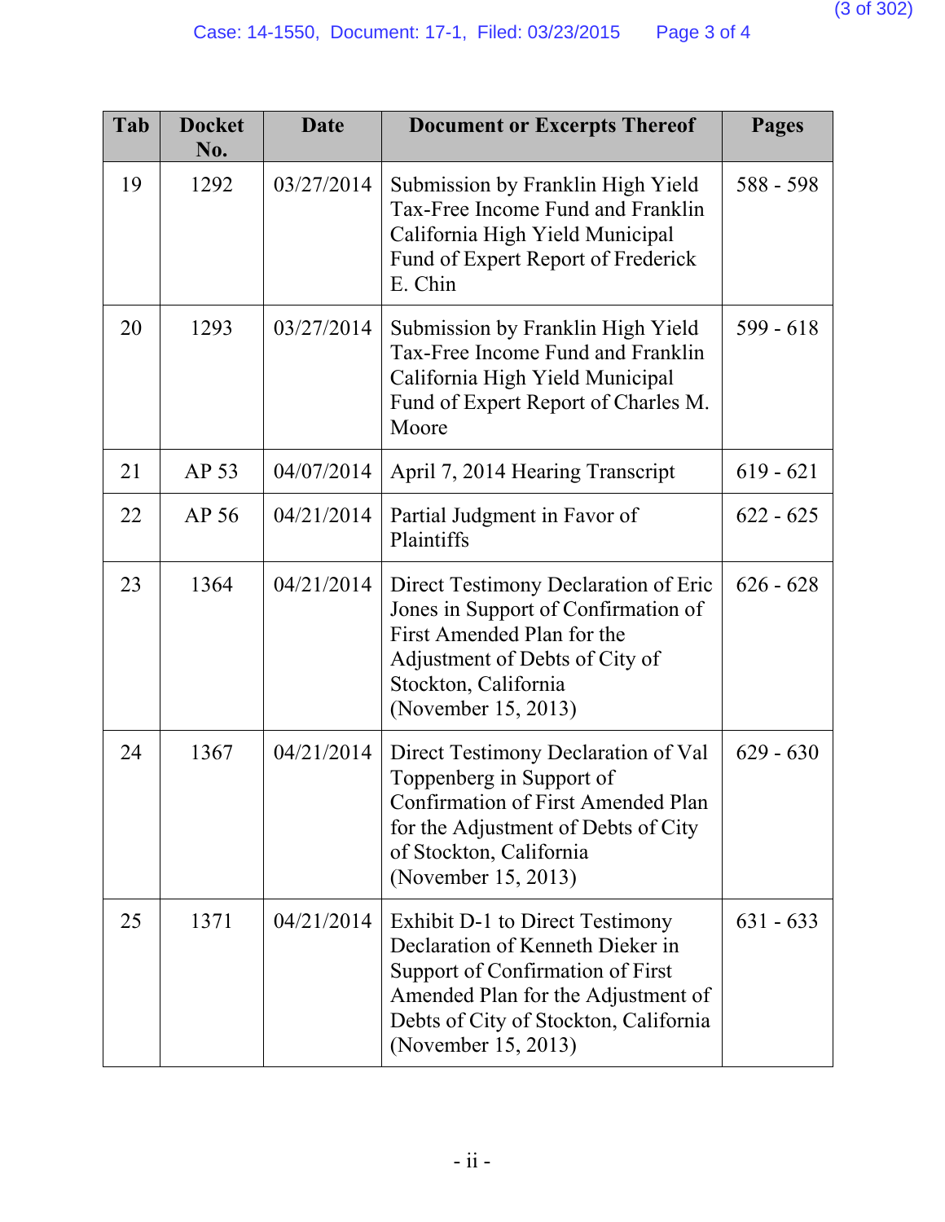| Tab | Docket No. | Date | Document or Excerpts Thereof | Pages |
|---|---|---|---|---|
| 19 | 1292 | 03/27/2014 | Submission by Franklin High Yield Tax-Free Income Fund and Franklin California High Yield Municipal Fund of Expert Report of Frederick E. Chin | 588 - 598 |
| 20 | 1293 | 03/27/2014 | Submission by Franklin High Yield Tax-Free Income Fund and Franklin California High Yield Municipal Fund of Expert Report of Charles M. Moore | 599 - 618 |
| 21 | AP 53 | 04/07/2014 | April 7, 2014 Hearing Transcript | 619 - 621 |
| 22 | AP 56 | 04/21/2014 | Partial Judgment in Favor of Plaintiffs | 622 - 625 |
| 23 | 1364 | 04/21/2014 | Direct Testimony Declaration of Eric Jones in Support of Confirmation of First Amended Plan for the Adjustment of Debts of City of Stockton, California (November 15, 2013) | 626 - 628 |
| 24 | 1367 | 04/21/2014 | Direct Testimony Declaration of Val Toppenberg in Support of Confirmation of First Amended Plan for the Adjustment of Debts of City of Stockton, California (November 15, 2013) | 629 - 630 |
| 25 | 1371 | 04/21/2014 | Exhibit D-1 to Direct Testimony Declaration of Kenneth Dieker in Support of Confirmation of First Amended Plan for the Adjustment of Debts of City of Stockton, California (November 15, 2013) | 631 - 633 |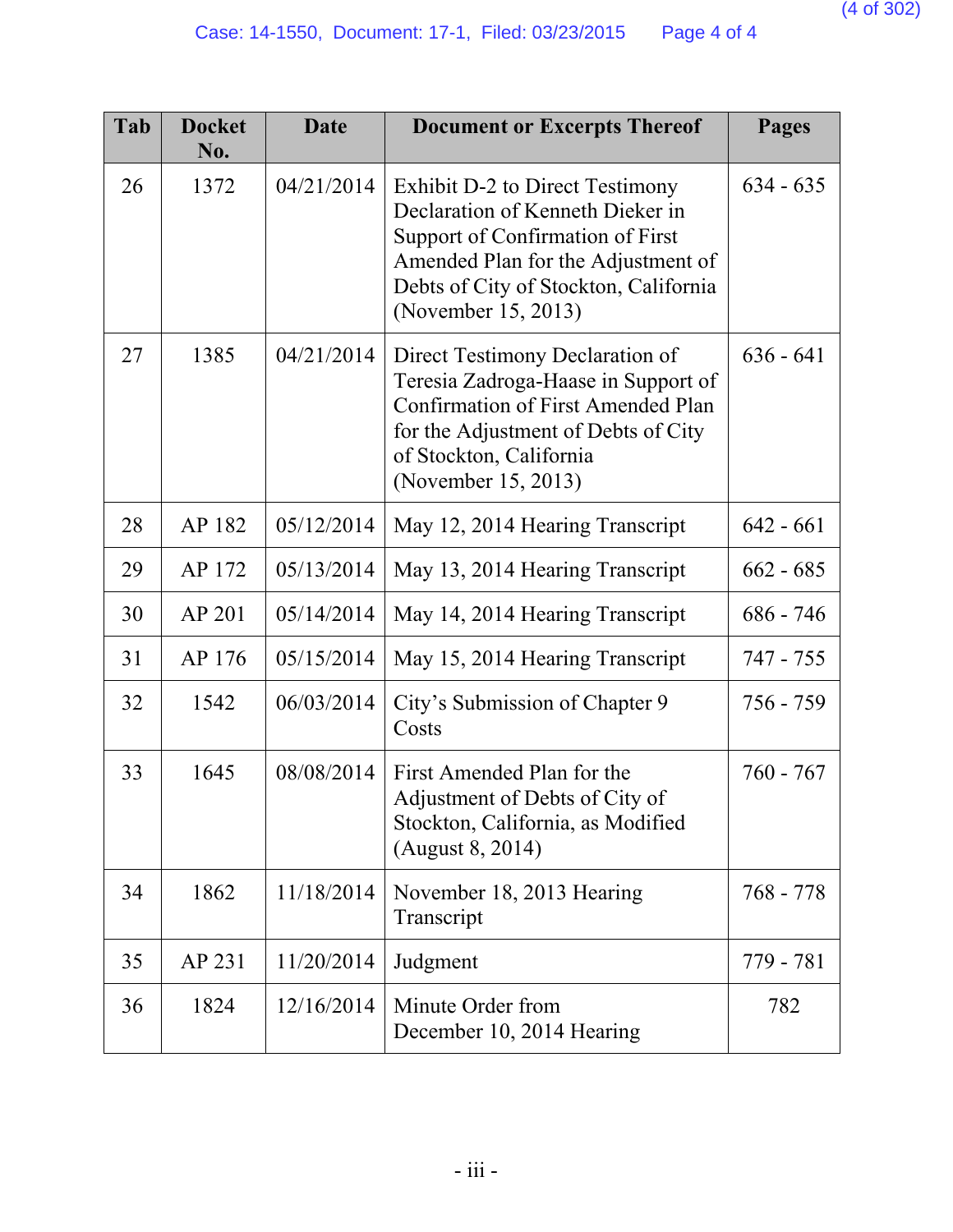| Tab | Docket No. | Date | Document or Excerpts Thereof | Pages |
|---|---|---|---|---|
| 26 | 1372 | 04/21/2014 | Exhibit D-2 to Direct Testimony Declaration of Kenneth Dieker in Support of Confirmation of First Amended Plan for the Adjustment of Debts of City of Stockton, California (November 15, 2013) | 634 - 635 |
| 27 | 1385 | 04/21/2014 | Direct Testimony Declaration of Teresia Zadroga-Haase in Support of Confirmation of First Amended Plan for the Adjustment of Debts of City of Stockton, California (November 15, 2013) | 636 - 641 |
| 28 | AP 182 | 05/12/2014 | May 12, 2014 Hearing Transcript | 642 - 661 |
| 29 | AP 172 | 05/13/2014 | May 13, 2014 Hearing Transcript | 662 - 685 |
| 30 | AP 201 | 05/14/2014 | May 14, 2014 Hearing Transcript | 686 - 746 |
| 31 | AP 176 | 05/15/2014 | May 15, 2014 Hearing Transcript | 747 - 755 |
| 32 | 1542 | 06/03/2014 | City's Submission of Chapter 9 Costs | 756 - 759 |
| 33 | 1645 | 08/08/2014 | First Amended Plan for the Adjustment of Debts of City of Stockton, California, as Modified (August 8, 2014) | 760 - 767 |
| 34 | 1862 | 11/18/2014 | November 18, 2013 Hearing Transcript | 768 - 778 |
| 35 | AP 231 | 11/20/2014 | Judgment | 779 - 781 |
| 36 | 1824 | 12/16/2014 | Minute Order from December 10, 2014 Hearing | 782 |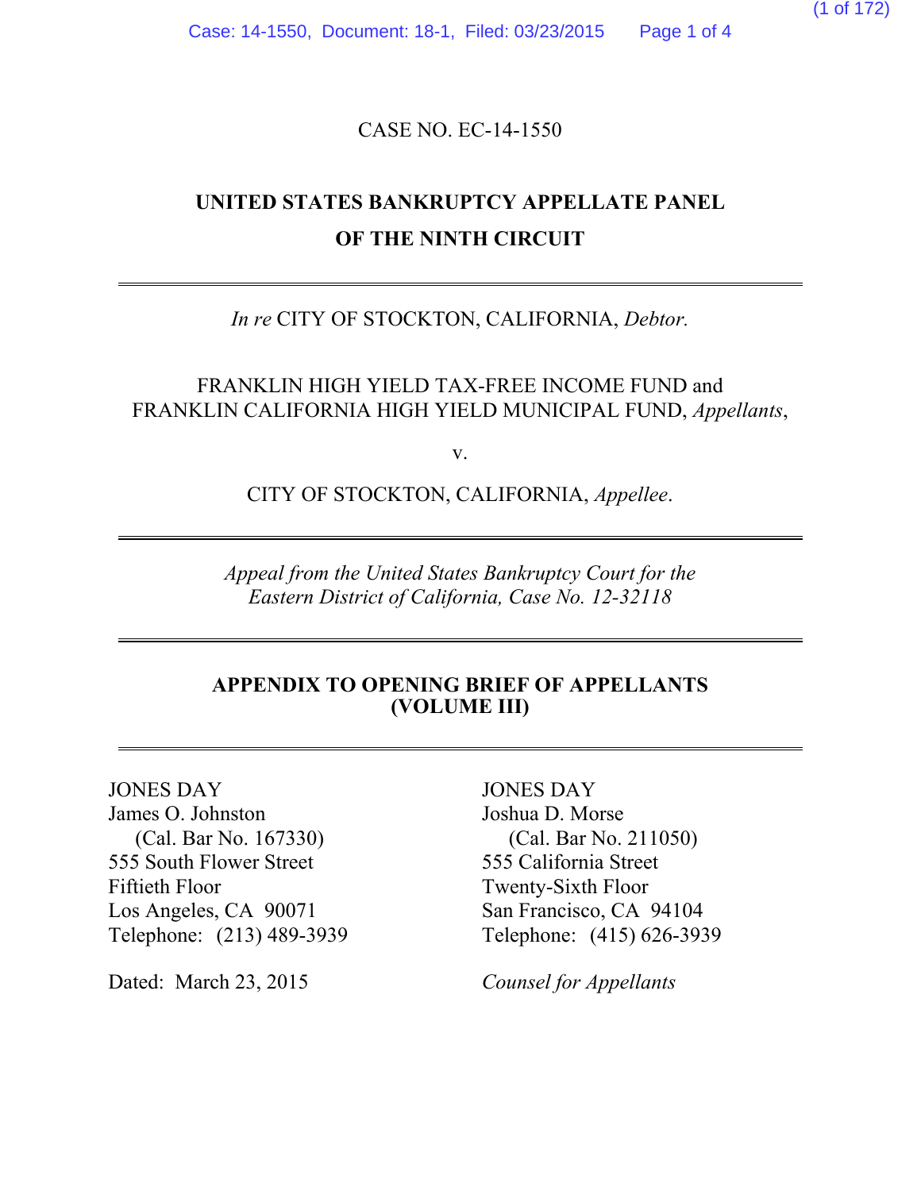CASE NO. EC-14-1550

**UNITED STATES BANKRUPTCY APPELLATE PANEL**
**OF THE NINTH CIRCUIT**

---

*In re* CITY OF STOCKTON, CALIFORNIA, *Debtor.*

FRANKLIN HIGH YIELD TAX-FREE INCOME FUND and
FRANKLIN CALIFORNIA HIGH YIELD MUNICIPAL FUND, *Appellants*,

v.

CITY OF STOCKTON, CALIFORNIA, *Appellee*.

---

*Appeal from the United States Bankruptcy Court for the*
*Eastern District of California, Case No. 12-32118*

---

**APPENDIX TO OPENING BRIEF OF APPELLANTS**
**(VOLUME III)**

---

JONES DAY
James O. Johnston
(Cal. Bar No. 167330)
555 South Flower Street
Fiftieth Floor
Los Angeles, CA 90071
Telephone: (213) 489-3939

JONES DAY
Joshua D. Morse
(Cal. Bar No. 211050)
555 California Street
Twenty-Sixth Floor
San Francisco, CA 94104
Telephone: (415) 626-3939

Dated: March 23, 2015

*Counsel for Appellants*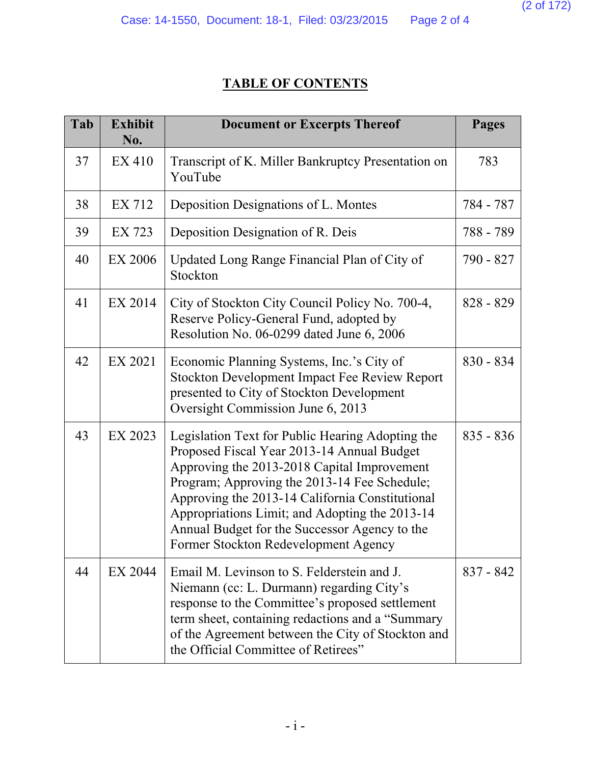# TABLE OF CONTENTS

| Tab | Exhibit No. | Document or Excerpts Thereof | Pages |
|---|---|---|---|
| 37 | EX 410 | Transcript of K. Miller Bankruptcy Presentation on YouTube | 783 |
| 38 | EX 712 | Deposition Designations of L. Montes | 784 - 787 |
| 39 | EX 723 | Deposition Designation of R. Deis | 788 - 789 |
| 40 | EX 2006 | Updated Long Range Financial Plan of City of Stockton | 790 - 827 |
| 41 | EX 2014 | City of Stockton City Council Policy No. 700-4, Reserve Policy-General Fund, adopted by Resolution No. 06-0299 dated June 6, 2006 | 828 - 829 |
| 42 | EX 2021 | Economic Planning Systems, Inc.'s City of Stockton Development Impact Fee Review Report presented to City of Stockton Development Oversight Commission June 6, 2013 | 830 - 834 |
| 43 | EX 2023 | Legislation Text for Public Hearing Adopting the Proposed Fiscal Year 2013-14 Annual Budget Approving the 2013-2018 Capital Improvement Program; Approving the 2013-14 Fee Schedule; Approving the 2013-14 California Constitutional Appropriations Limit; and Adopting the 2013-14 Annual Budget for the Successor Agency to the Former Stockton Redevelopment Agency | 835 - 836 |
| 44 | EX 2044 | Email M. Levinson to S. Felderstein and J. Niemann (cc: L. Durmann) regarding City's response to the Committee's proposed settlement term sheet, containing redactions and a "Summary of the Agreement between the City of Stockton and the Official Committee of Retirees" | 837 - 842 |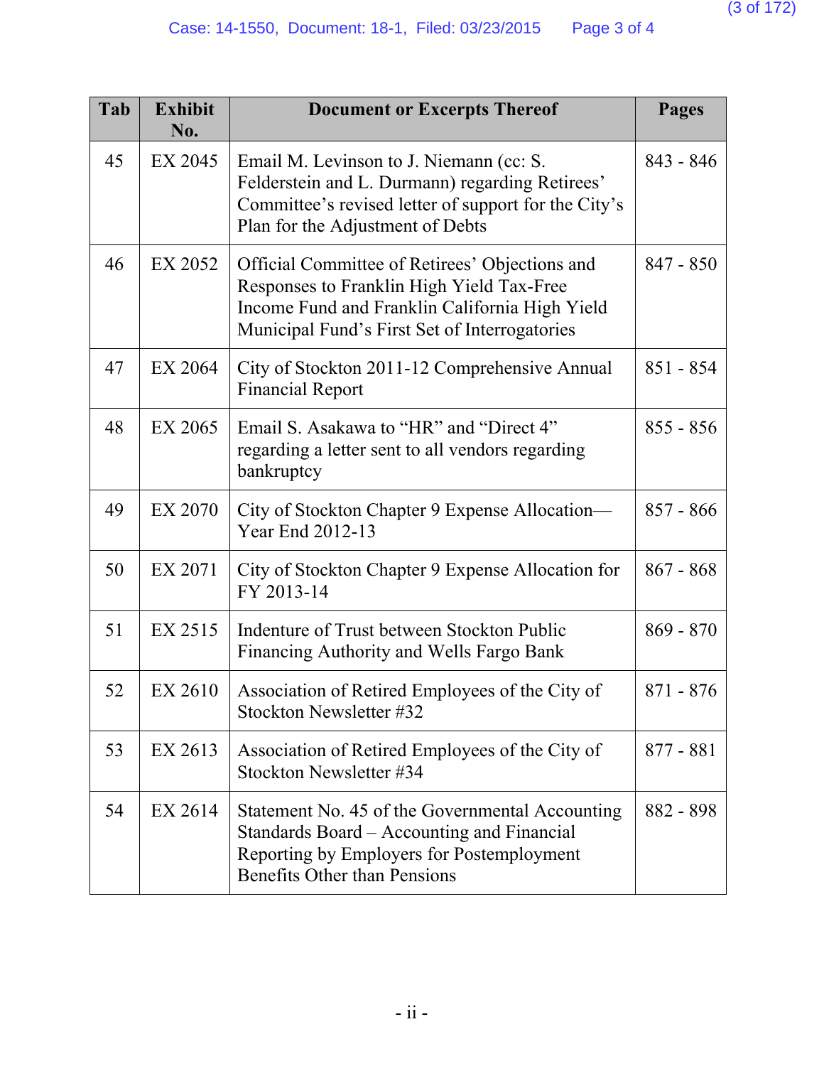| Tab | Exhibit No. | Document or Excerpts Thereof | Pages |
|---|---|---|---|
| 45 | EX 2045 | Email M. Levinson to J. Niemann (cc: S. Felderstein and L. Durmann) regarding Retirees' Committee's revised letter of support for the City's Plan for the Adjustment of Debts | 843 - 846 |
| 46 | EX 2052 | Official Committee of Retirees' Objections and Responses to Franklin High Yield Tax-Free Income Fund and Franklin California High Yield Municipal Fund's First Set of Interrogatories | 847 - 850 |
| 47 | EX 2064 | City of Stockton 2011-12 Comprehensive Annual Financial Report | 851 - 854 |
| 48 | EX 2065 | Email S. Asakawa to "HR" and "Direct 4" regarding a letter sent to all vendors regarding bankruptcy | 855 - 856 |
| 49 | EX 2070 | City of Stockton Chapter 9 Expense Allocation—Year End 2012-13 | 857 - 866 |
| 50 | EX 2071 | City of Stockton Chapter 9 Expense Allocation for FY 2013-14 | 867 - 868 |
| 51 | EX 2515 | Indenture of Trust between Stockton Public Financing Authority and Wells Fargo Bank | 869 - 870 |
| 52 | EX 2610 | Association of Retired Employees of the City of Stockton Newsletter #32 | 871 - 876 |
| 53 | EX 2613 | Association of Retired Employees of the City of Stockton Newsletter #34 | 877 - 881 |
| 54 | EX 2614 | Statement No. 45 of the Governmental Accounting Standards Board – Accounting and Financial Reporting by Employers for Postemployment Benefits Other than Pensions | 882 - 898 |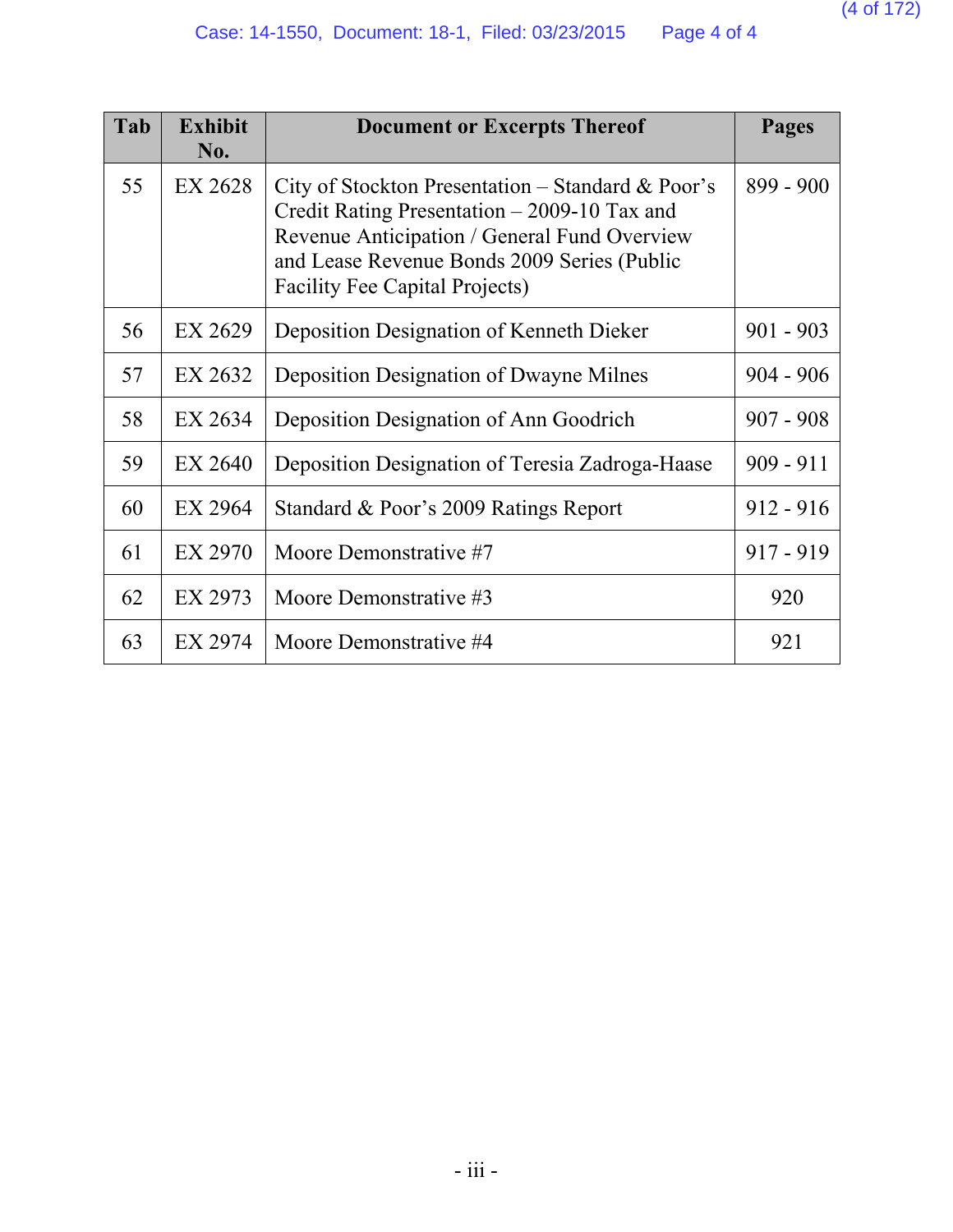| Tab | Exhibit No. | Document or Excerpts Thereof | Pages |
|---|---|---|---|
| 55 | EX 2628 | City of Stockton Presentation – Standard & Poor's Credit Rating Presentation – 2009-10 Tax and Revenue Anticipation / General Fund Overview and Lease Revenue Bonds 2009 Series (Public Facility Fee Capital Projects) | 899 - 900 |
| 56 | EX 2629 | Deposition Designation of Kenneth Dieker | 901 - 903 |
| 57 | EX 2632 | Deposition Designation of Dwayne Milnes | 904 - 906 |
| 58 | EX 2634 | Deposition Designation of Ann Goodrich | 907 - 908 |
| 59 | EX 2640 | Deposition Designation of Teresia Zadroga-Haase | 909 - 911 |
| 60 | EX 2964 | Standard & Poor's 2009 Ratings Report | 912 - 916 |
| 61 | EX 2970 | Moore Demonstrative #7 | 917 - 919 |
| 62 | EX 2973 | Moore Demonstrative #3 | 920 |
| 63 | EX 2974 | Moore Demonstrative #4 | 921 |